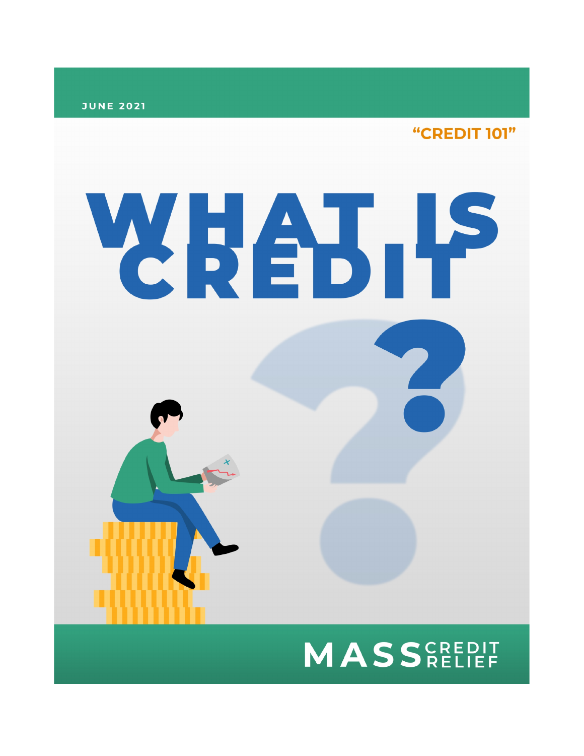JUNE 2021

"CREDIT 101"

# WHAT IS CREDIT?

MASS CREDIT RELIEF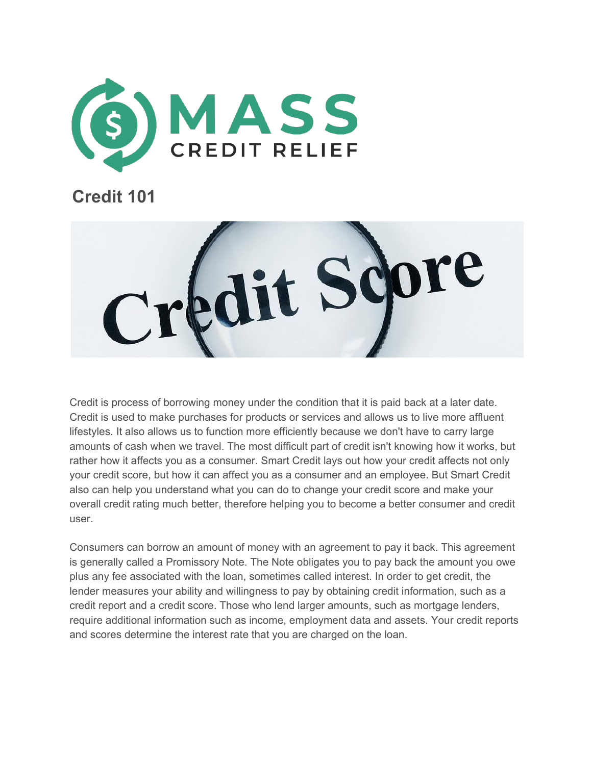# MASS CREDIT RELIEF

## Credit 101

Credit is process of borrowing money under the condition that it is paid back at a later date. Credit is used to make purchases for products or services and allows us to live more affluent lifestyles. It also allows us to function more efficiently because we don't have to carry large amounts of cash when we travel. The most difficult part of credit isn't knowing how it works, but rather how it affects you as a consumer. Smart Credit lays out how your credit affects not only your credit score, but how it can affect you as a consumer and an employee. But Smart Credit also can help you understand what you can do to change your credit score and make your overall credit rating much better, therefore helping you to become a better consumer and credit user.

Consumers can borrow an amount of money with an agreement to pay it back. This agreement is generally called a Promissory Note. The Note obligates you to pay back the amount you owe plus any fee associated with the loan, sometimes called interest. In order to get credit, the lender measures your ability and willingness to pay by obtaining credit information, such as a credit report and a credit score. Those who lend larger amounts, such as mortgage lenders, require additional information such as income, employment data and assets. Your credit reports and scores determine the interest rate that you are charged on the loan.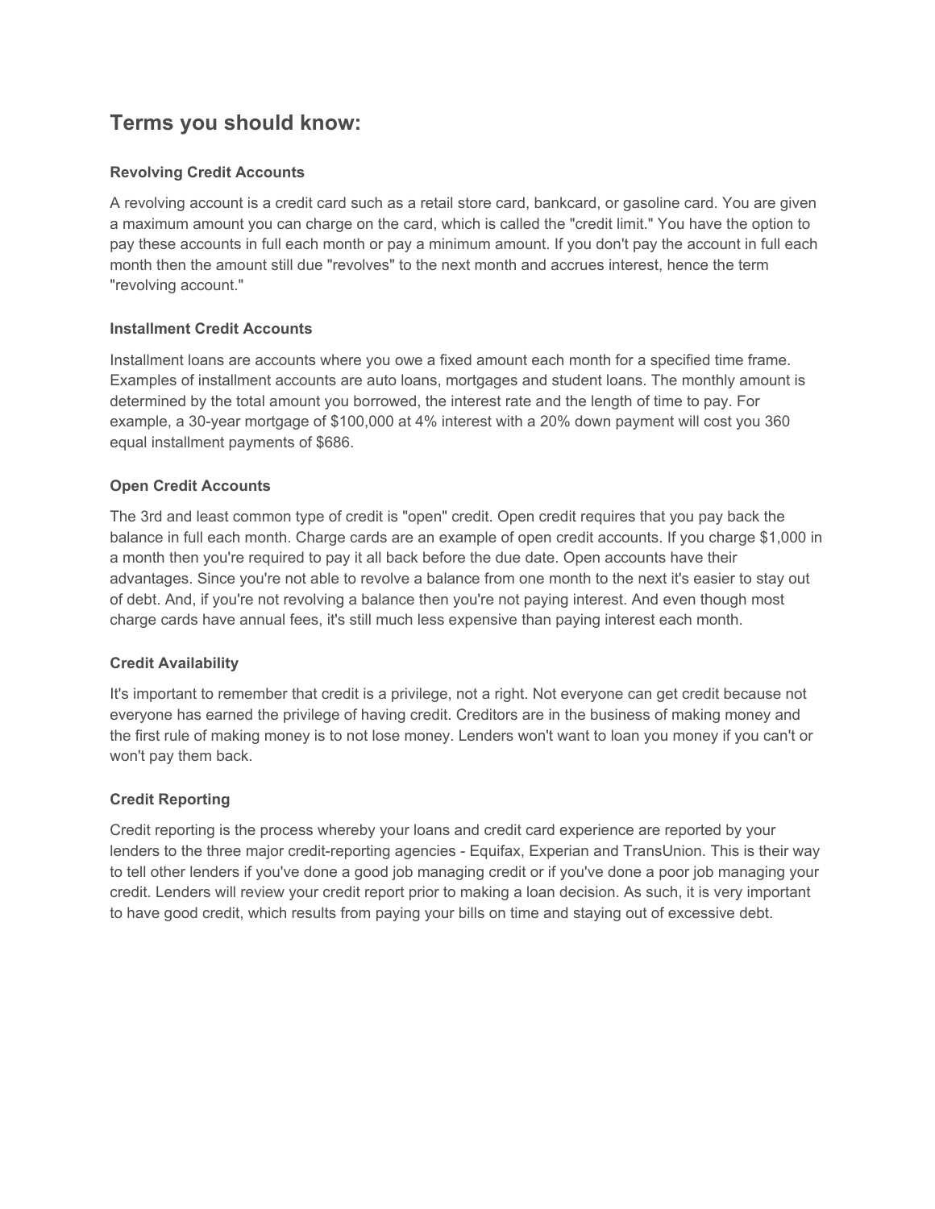## Terms you should know:

### Revolving Credit Accounts

A revolving account is a credit card such as a retail store card, bankcard, or gasoline card. You are given a maximum amount you can charge on the card, which is called the "credit limit." You have the option to pay these accounts in full each month or pay a minimum amount. If you don't pay the account in full each month then the amount still due "revolves" to the next month and accrues interest, hence the term "revolving account."

### Installment Credit Accounts

Installment loans are accounts where you owe a fixed amount each month for a specified time frame. Examples of installment accounts are auto loans, mortgages and student loans. The monthly amount is determined by the total amount you borrowed, the interest rate and the length of time to pay. For example, a 30-year mortgage of $100,000 at 4% interest with a 20% down payment will cost you 360 equal installment payments of $686.

### Open Credit Accounts

The 3rd and least common type of credit is "open" credit. Open credit requires that you pay back the balance in full each month. Charge cards are an example of open credit accounts. If you charge $1,000 in a month then you're required to pay it all back before the due date. Open accounts have their advantages. Since you're not able to revolve a balance from one month to the next it's easier to stay out of debt. And, if you're not revolving a balance then you're not paying interest. And even though most charge cards have annual fees, it's still much less expensive than paying interest each month.

### Credit Availability

It's important to remember that credit is a privilege, not a right. Not everyone can get credit because not everyone has earned the privilege of having credit. Creditors are in the business of making money and the first rule of making money is to not lose money. Lenders won't want to loan you money if you can't or won't pay them back.

### Credit Reporting

Credit reporting is the process whereby your loans and credit card experience are reported by your lenders to the three major credit-reporting agencies - Equifax, Experian and TransUnion. This is their way to tell other lenders if you've done a good job managing credit or if you've done a poor job managing your credit. Lenders will review your credit report prior to making a loan decision. As such, it is very important to have good credit, which results from paying your bills on time and staying out of excessive debt.